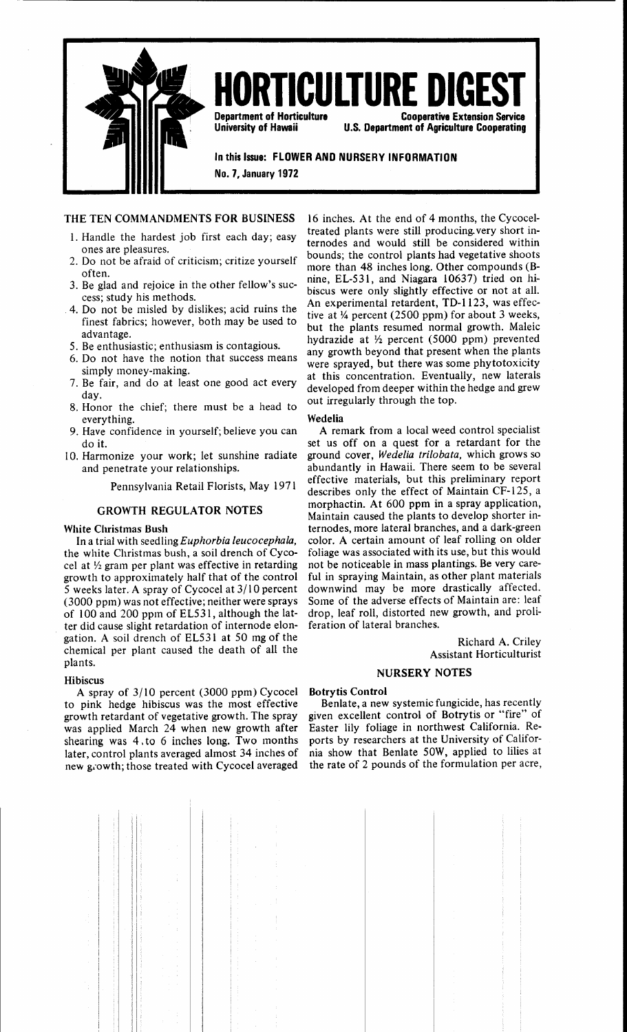# HORTICULTURE DIGEST

**Department of Horticulture**
**University of Hawaii**

**Cooperative Extension Service**
**U.S. Department of Agriculture Cooperating**

**In this Issue: FLOWER AND NURSERY INFORMATION**
**No. 7, January 1972**

## THE TEN COMMANDMENTS FOR BUSINESS

1. Handle the hardest job first each day; easy ones are pleasures.
2. Do not be afraid of criticism; critize yourself often.
3. Be glad and rejoice in the other fellow's success; study his methods.
4. Do not be misled by dislikes; acid ruins the finest fabrics; however, both may be used to advantage.
5. Be enthusiastic; enthusiasm is contagious.
6. Do not have the notion that success means simply money-making.
7. Be fair, and do at least one good act every day.
8. Honor the chief; there must be a head to everything.
9. Have confidence in yourself; believe you can do it.
10. Harmonize your work; let sunshine radiate and penetrate your relationships.

Pennsylvania Retail Florists, May 1971

## GROWTH REGULATOR NOTES

### White Christmas Bush

In a trial with seedling *Euphorbia leucocephala*, the white Christmas bush, a soil drench of Cycocel at ½ gram per plant was effective in retarding growth to approximately half that of the control 5 weeks later. A spray of Cycocel at 3/10 percent (3000 ppm) was not effective; neither were sprays of 100 and 200 ppm of EL531, although the latter did cause slight retardation of internode elongation. A soil drench of EL531 at 50 mg of the chemical per plant caused the death of all the plants.

### Hibiscus

A spray of 3/10 percent (3000 ppm) Cycocel to pink hedge hibiscus was the most effective growth retardant of vegetative growth. The spray was applied March 24 when new growth after shearing was 4 to 6 inches long. Two months later, control plants averaged almost 34 inches of new growth; those treated with Cycocel averaged 16 inches. At the end of 4 months, the Cycocel-treated plants were still producing very short internodes and would still be considered within bounds; the control plants had vegetative shoots more than 48 inches long. Other compounds (B-nine, EL-531, and Niagara 10637) tried on hibiscus were only slightly effective or not at all. An experimental retardent, TD-1123, was effective at ¼ percent (2500 ppm) for about 3 weeks, but the plants resumed normal growth. Maleic hydrazide at ½ percent (5000 ppm) prevented any growth beyond that present when the plants were sprayed, but there was some phytotoxicity at this concentration. Eventually, new laterals developed from deeper within the hedge and grew out irregularly through the top.

### Wedelia

A remark from a local weed control specialist set us off on a quest for a retardant for the ground cover, *Wedelia trilobata*, which grows so abundantly in Hawaii. There seem to be several effective materials, but this preliminary report describes only the effect of Maintain CF-125, a morphactin. At 600 ppm in a spray application, Maintain caused the plants to develop shorter internodes, more lateral branches, and a dark-green color. A certain amount of leaf rolling on older foliage was associated with its use, but this would not be noticeable in mass plantings. Be very careful in spraying Maintain, as other plant materials downwind may be more drastically affected. Some of the adverse effects of Maintain are: leaf drop, leaf roll, distorted new growth, and proliferation of lateral branches.

Richard A. Criley
Assistant Horticulturist

## NURSERY NOTES

### Botrytis Control

Benlate, a new systemic fungicide, has recently given excellent control of Botrytis or "fire" of Easter lily foliage in northwest California. Reports by researchers at the University of California show that Benlate 50W, applied to lilies at the rate of 2 pounds of the formulation per acre,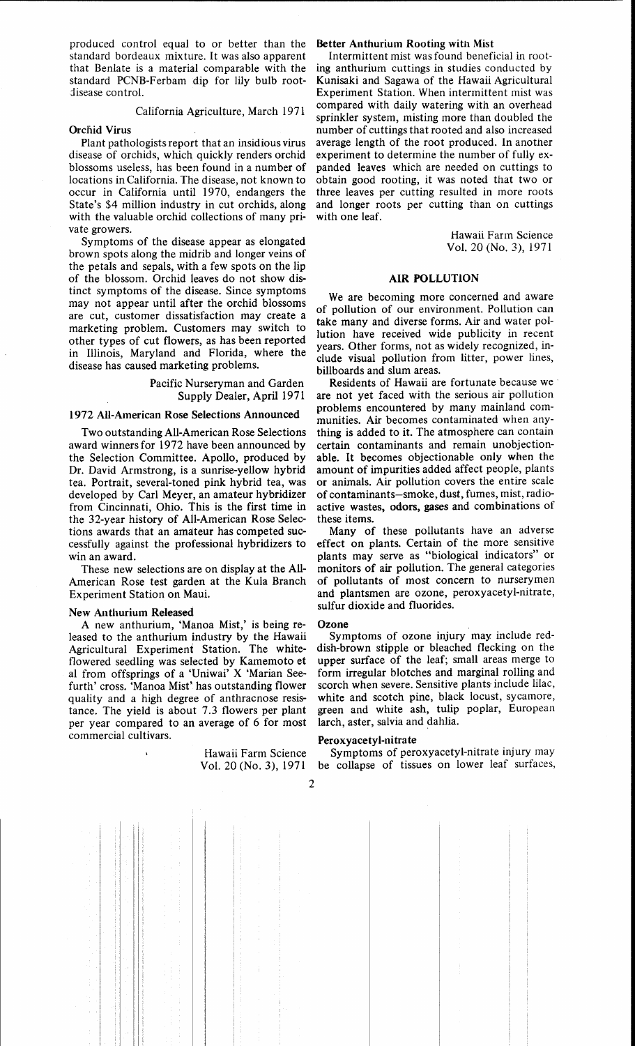produced control equal to or better than the standard bordeaux mixture. It was also apparent that Benlate is a material comparable with the standard PCNB-Ferbam dip for lily bulb root-disease control.

California Agriculture, March 1971

### Orchid Virus

Plant pathologists report that an insidious virus disease of orchids, which quickly renders orchid blossoms useless, has been found in a number of locations in California. The disease, not known to occur in California until 1970, endangers the State's $4 million industry in cut orchids, along with the valuable orchid collections of many private growers.

Symptoms of the disease appear as elongated brown spots along the midrib and longer veins of the petals and sepals, with a few spots on the lip of the blossom. Orchid leaves do not show distinct symptoms of the disease. Since symptoms may not appear until after the orchid blossoms are cut, customer dissatisfaction may create a marketing problem. Customers may switch to other types of cut flowers, as has been reported in Illinois, Maryland and Florida, where the disease has caused marketing problems.

Pacific Nurseryman and Garden Supply Dealer, April 1971

### 1972 All-American Rose Selections Announced

Two outstanding All-American Rose Selections award winners for 1972 have been announced by the Selection Committee. Apollo, produced by Dr. David Armstrong, is a sunrise-yellow hybrid tea. Portrait, several-toned pink hybrid tea, was developed by Carl Meyer, an amateur hybridizer from Cincinnati, Ohio. This is the first time in the 32-year history of All-American Rose Selections awards that an amateur has competed successfully against the professional hybridizers to win an award.

These new selections are on display at the All-American Rose test garden at the Kula Branch Experiment Station on Maui.

### New Anthurium Released

A new anthurium, 'Manoa Mist,' is being released to the anthurium industry by the Hawaii Agricultural Experiment Station. The white-flowered seedling was selected by Kamemoto et al from offsprings of a 'Uniwai' X 'Marian Seefurth' cross. 'Manoa Mist' has outstanding flower quality and a high degree of anthracnose resistance. The yield is about 7.3 flowers per plant per year compared to an average of 6 for most commercial cultivars.

Hawaii Farm Science Vol. 20 (No. 3), 1971

### Better Anthurium Rooting with Mist

Intermittent mist was found beneficial in rooting anthurium cuttings in studies conducted by Kunisaki and Sagawa of the Hawaii Agricultural Experiment Station. When intermittent mist was compared with daily watering with an overhead sprinkler system, misting more than doubled the number of cuttings that rooted and also increased average length of the root produced. In another experiment to determine the number of fully expanded leaves which are needed on cuttings to obtain good rooting, it was noted that two or three leaves per cutting resulted in more roots and longer roots per cutting than on cuttings with one leaf.

Hawaii Farm Science Vol. 20 (No. 3), 1971

## AIR POLLUTION

We are becoming more concerned and aware of pollution of our environment. Pollution can take many and diverse forms. Air and water pollution have received wide publicity in recent years. Other forms, not as widely recognized, include visual pollution from litter, power lines, billboards and slum areas.

Residents of Hawaii are fortunate because we are not yet faced with the serious air pollution problems encountered by many mainland communities. Air becomes contaminated when anything is added to it. The atmosphere can contain certain contaminants and remain unobjectionable. It becomes objectionable only when the amount of impurities added affect people, plants or animals. Air pollution covers the entire scale of contaminants—smoke, dust, fumes, mist, radioactive wastes, odors, gases and combinations of these items.

Many of these pollutants have an adverse effect on plants. Certain of the more sensitive plants may serve as "biological indicators" or monitors of air pollution. The general categories of pollutants of most concern to nurserymen and plantsmen are ozone, peroxyacetyl-nitrate, sulfur dioxide and fluorides.

### Ozone

Symptoms of ozone injury may include reddish-brown stipple or bleached flecking on the upper surface of the leaf; small areas merge to form irregular blotches and marginal rolling and scorch when severe. Sensitive plants include lilac, white and scotch pine, black locust, sycamore, green and white ash, tulip poplar, European larch, aster, salvia and dahlia.

### Peroxyacetyl-nitrate

Symptoms of peroxyacetyl-nitrate injury may be collapse of tissues on lower leaf surfaces,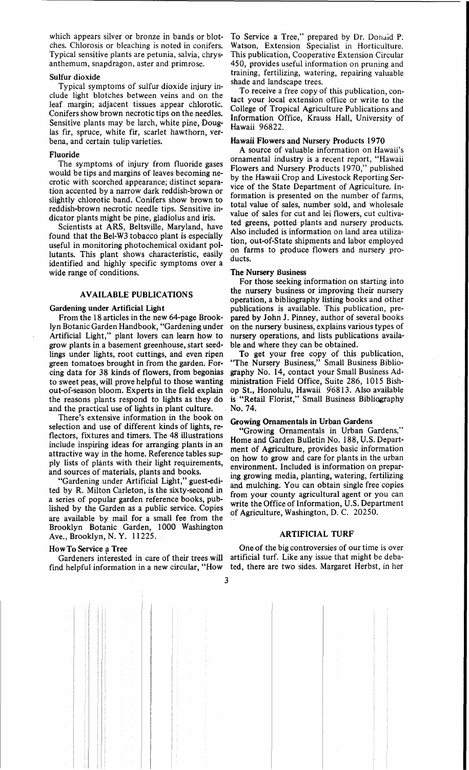which appears silver or bronze in bands or blotches. Chlorosis or bleaching is noted in conifers. Typical sensitive plants are petunia, salvia, chrysanthemum, snapdragon, aster and primrose.

### Sulfur dioxide

Typical symptoms of sulfur dioxide injury include light blotches between veins and on the leaf margin; adjacent tissues appear chlorotic. Conifers show brown necrotic tips on the needles. Sensitive plants may be larch, white pine, Douglas fir, spruce, white fir, scarlet hawthorn, verbena, and certain tulip varieties.

### Fluoride

The symptoms of injury from fluoride gases would be tips and margins of leaves becoming necrotic with scorched appearance; distinct separation accented by a narrow dark reddish-brown or slightly chlorotic band. Conifers show brown to reddish-brown necrotic needle tips. Sensitive indicator plants might be pine, gladiolus and iris.

Scientists at ARS, Beltsville, Maryland, have found that the Bel-W3 tobacco plant is especially useful in monitoring photochemical oxidant pollutants. This plant shows characteristic, easily identified and highly specific symptoms over a wide range of conditions.

## AVAILABLE PUBLICATIONS

### Gardening under Artificial Light

From the 18 articles in the new 64-page Brooklyn Botanic Garden Handbook, "Gardening under Artificial Light," plant lovers can learn how to grow plants in a basement greenhouse, start seedlings under lights, root cuttings, and even ripen green tomatoes brought in from the garden. Forcing data for 38 kinds of flowers, from begonias to sweet peas, will prove helpful to those wanting out-of-season bloom. Experts in the field explain the reasons plants respond to lights as they do and the practical use of lights in plant culture.

There's extensive information in the book on selection and use of different kinds of lights, reflectors, fixtures and timers. The 48 illustrations include inspiring ideas for arranging plants in an attractive way in the home. Reference tables supply lists of plants with their light requirements, and sources of materials, plants and books.

"Gardening under Artificial Light," guest-edited by R. Milton Carleton, is the sixty-second in a series of popular garden reference books, published by the Garden as a public service. Copies are available by mail for a small fee from the Brooklyn Botanic Garden, 1000 Washington Ave., Brooklyn, N. Y. 11225.

### How To Service a Tree

Gardeners interested in care of their trees will find helpful information in a new circular, "How To Service a Tree," prepared by Dr. Donald P. Watson, Extension Specialist in Horticulture. This publication, Cooperative Extension Circular 450, provides useful information on pruning and training, fertilizing, watering, repairing valuable shade and landscape trees.

To receive a free copy of this publication, contact your local extension office or write to the College of Tropical Agriculture Publications and Information Office, Krauss Hall, University of Hawaii 96822.

### Hawaii Flowers and Nursery Products 1970

A source of valuable information on Hawaii's ornamental industry is a recent report, "Hawaii Flowers and Nursery Products 1970," published by the Hawaii Crop and Livestock Reporting Service of the State Department of Agriculture. Information is presented on the number of farms, total value of sales, number sold, and wholesale value of sales for cut and lei flowers, cut cultivated greens, potted plants and nursery products. Also included is information on land area utilization, out-of-State shipments and labor employed on farms to produce flowers and nursery products.

### The Nursery Business

For those seeking information on starting into the nursery business or improving their nursery operation, a bibliography listing books and other publications is available. This publication, prepared by John J. Pinney, author of several books on the nursery business, explains various types of nursery operations, and lists publications available and where they can be obtained.

To get your free copy of this publication, "The Nursery Business," Small Business Bibliography No. 14, contact your Small Business Administration Field Office, Suite 286, 1015 Bishop St., Honolulu, Hawaii 96813. Also available is "Retail Florist," Small Business Bibliography No. 74.

### Growing Ornamentals in Urban Gardens

"Growing Ornamentals in Urban Gardens," Home and Garden Bulletin No. 188, U.S. Department of Agriculture, provides basic information on how to grow and care for plants in the urban environment. Included is information on preparing growing media, planting, watering, fertilizing and mulching. You can obtain single free copies from your county agricultural agent or you can write the Office of Information, U.S. Department of Agriculture, Washington, D. C. 20250.

## ARTIFICIAL TURF

One of the big controversies of our time is over artificial turf. Like any issue that might be debated, there are two sides. Margaret Herbst, in her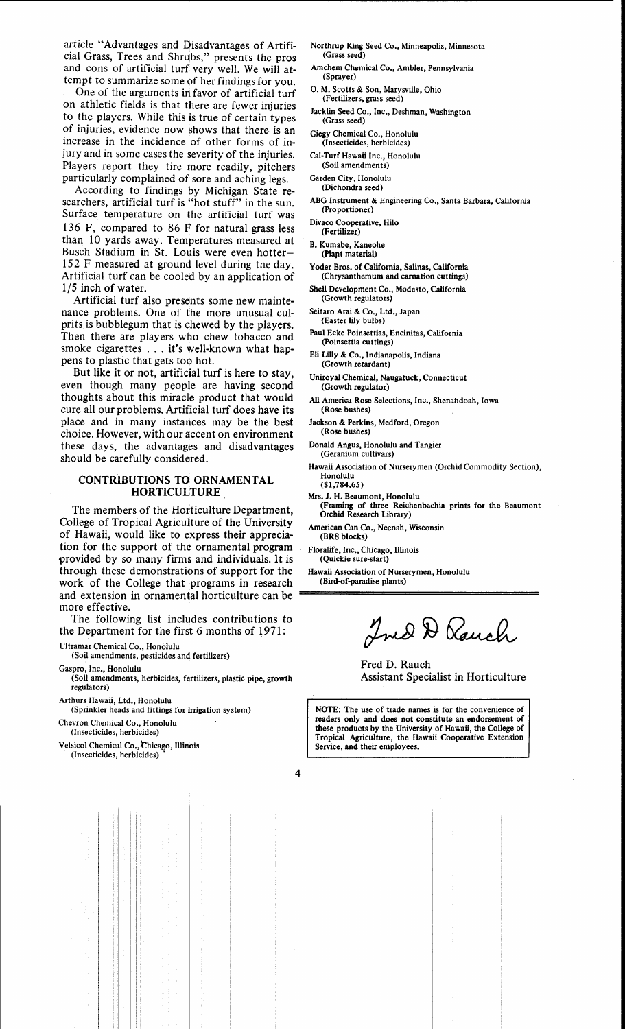article "Advantages and Disadvantages of Artificial Grass, Trees and Shrubs," presents the pros and cons of artificial turf very well. We will attempt to summarize some of her findings for you.

One of the arguments in favor of artificial turf on athletic fields is that there are fewer injuries to the players. While this is true of certain types of injuries, evidence now shows that there is an increase in the incidence of other forms of injury and in some cases the severity of the injuries. Players report they tire more readily, pitchers particularly complained of sore and aching legs.

According to findings by Michigan State researchers, artificial turf is "hot stuff" in the sun. Surface temperature on the artificial turf was 136 F, compared to 86 F for natural grass less than 10 yards away. Temperatures measured at Busch Stadium in St. Louis were even hotter—152 F measured at ground level during the day. Artificial turf can be cooled by an application of 1/5 inch of water.

Artificial turf also presents some new maintenance problems. One of the more unusual culprits is bubblegum that is chewed by the players. Then there are players who chew tobacco and smoke cigarettes . . . it's well-known what happens to plastic that gets too hot.

But like it or not, artificial turf is here to stay, even though many people are having second thoughts about this miracle product that would cure all our problems. Artificial turf does have its place and in many instances may be the best choice. However, with our accent on environment these days, the advantages and disadvantages should be carefully considered.

## CONTRIBUTIONS TO ORNAMENTAL HORTICULTURE

The members of the Horticulture Department, College of Tropical Agriculture of the University of Hawaii, would like to express their appreciation for the support of the ornamental program provided by so many firms and individuals. It is through these demonstrations of support for the work of the College that programs in research and extension in ornamental horticulture can be more effective.

The following list includes contributions to the Department for the first 6 months of 1971:

Ultramar Chemical Co., Honolulu
(Soil amendments, pesticides and fertilizers)

Gaspro, Inc., Honolulu
(Soil amendments, herbicides, fertilizers, plastic pipe, growth regulators)

Arthurs Hawaii, Ltd., Honolulu
(Sprinkler heads and fittings for irrigation system)

Chevron Chemical Co., Honolulu
(Insecticides, herbicides)

Velsicol Chemical Co., Chicago, Illinois
(Insecticides, herbicides)

Northrup King Seed Co., Minneapolis, Minnesota
(Grass seed)

Amchem Chemical Co., Ambler, Pennsylvania
(Sprayer)

O. M. Scotts & Son, Marysville, Ohio
(Fertilizers, grass seed)

Jacklin Seed Co., Inc., Deshman, Washington
(Grass seed)

Giegy Chemical Co., Honolulu
(Insecticides, herbicides)

Cal-Turf Hawaii Inc., Honolulu
(Soil amendments)

Garden City, Honolulu
(Dichondra seed)

ABG Instrument & Engineering Co., Santa Barbara, California
(Proportioner)

Divaco Cooperative, Hilo
(Fertilizer)

B. Kumabe, Kaneohe
(Plant material)

Yoder Bros. of California, Salinas, California
(Chrysanthemum and carnation cuttings)

Shell Development Co., Modesto, California
(Growth regulators)

Seitaro Arai & Co., Ltd., Japan
(Easter lily bulbs)

Paul Ecke Poinsettias, Encinitas, California
(Poinsettia cuttings)

Eli Lilly & Co., Indianapolis, Indiana
(Growth retardant)

Uniroyal Chemical, Naugatuck, Connecticut
(Growth regulator)

All America Rose Selections, Inc., Shenandoah, Iowa
(Rose bushes)

Jackson & Perkins, Medford, Oregon
(Rose bushes)

Donald Angus, Honolulu and Tangier
(Geranium cultivars)

Hawaii Association of Nurserymen (Orchid Commodity Section), Honolulu
($1,784.65)

Mrs. J. H. Beaumont, Honolulu
(Framing of three Reichenbachia prints for the Beaumont Orchid Research Library)

American Can Co., Neenah, Wisconsin
(BR8 blocks)

Floralife, Inc., Chicago, Illinois
(Quickie sure-start)

Hawaii Association of Nurserymen, Honolulu
(Bird-of-paradise plants)

Fred D. Rauch

Fred D. Rauch
Assistant Specialist in Horticulture

NOTE: The use of trade names is for the convenience of readers only and does not constitute an endorsement of these products by the University of Hawaii, the College of Tropical Agriculture, the Hawaii Cooperative Extension Service, and their employees.